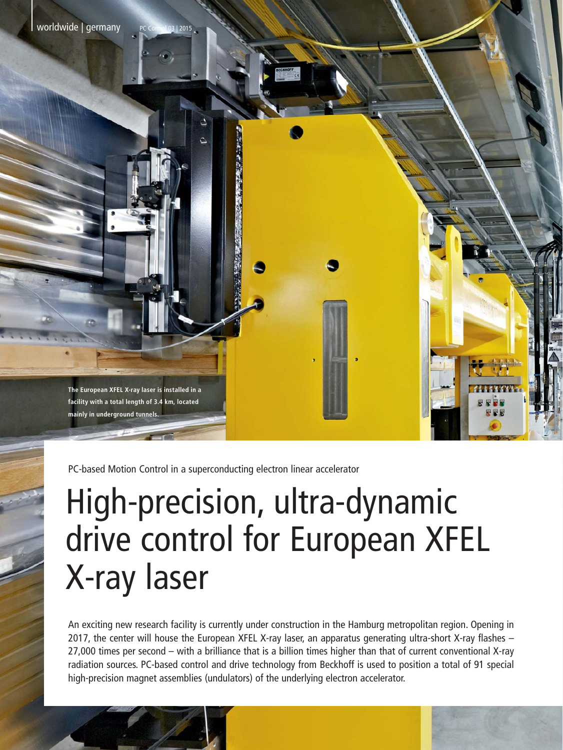The European XFEL X-ray laser is installed in a facility with a total length of 3.4 km, located mainly in underground tunnels.

PC-based Motion Control in a superconducting electron linear accelerator

# High-precision, ultra-dynamic drive control for European XFEL X-ray laser

An exciting new research facility is currently under construction in the Hamburg metropolitan region. Opening in 2017, the center will house the European XFEL X-ray laser, an apparatus generating ultra-short X-ray flashes – 27,000 times per second – with a brilliance that is a billion times higher than that of current conventional X-ray radiation sources. PC-based control and drive technology from Beckhoff is used to position a total of 91 special high-precision magnet assemblies (undulators) of the underlying electron accelerator.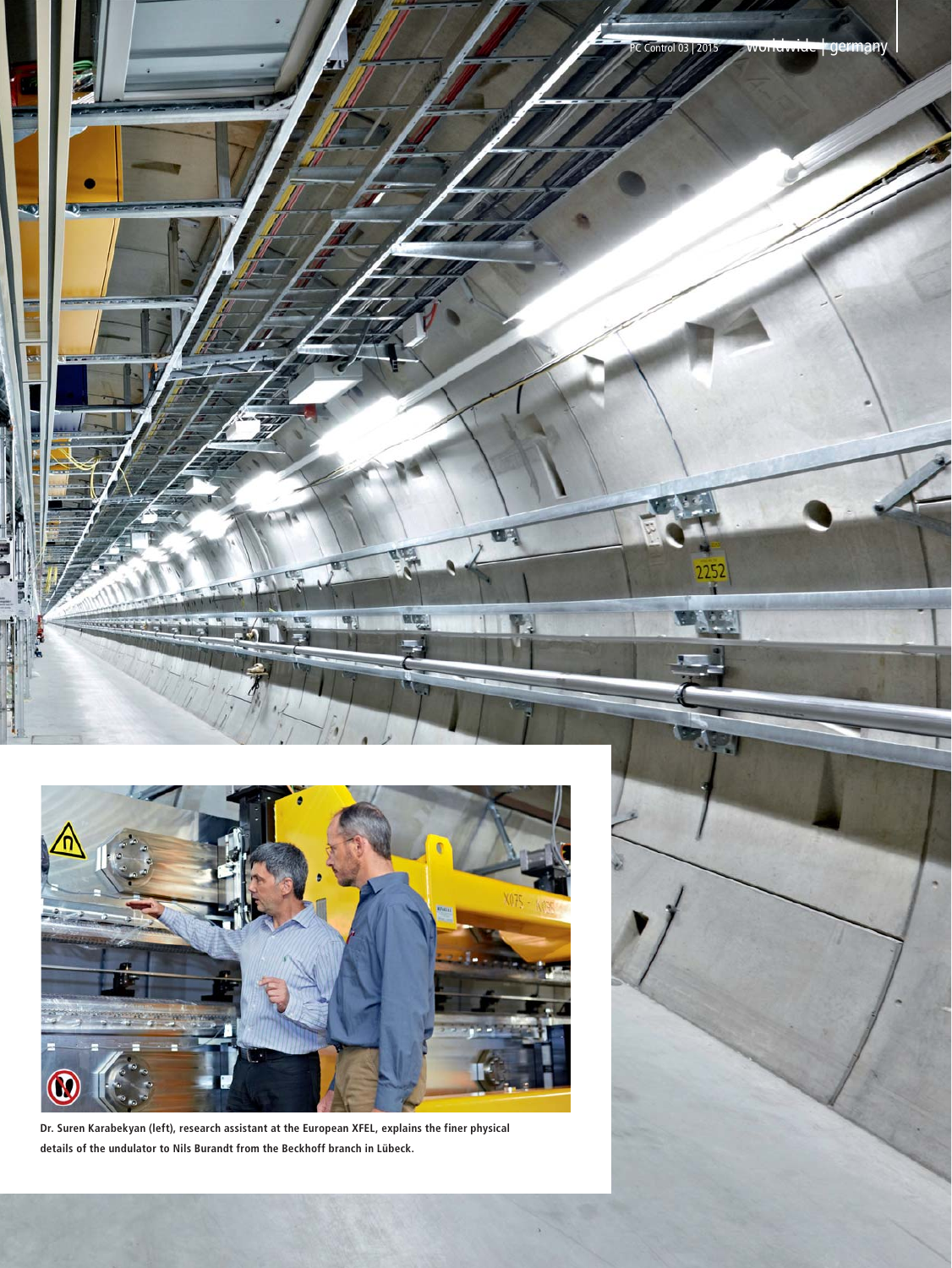Dr. Suren Karabekyan (left), research assistant at the European XFEL, explains the finer physical details of the undulator to Nils Burandt from the Beckhoff branch in Lübeck.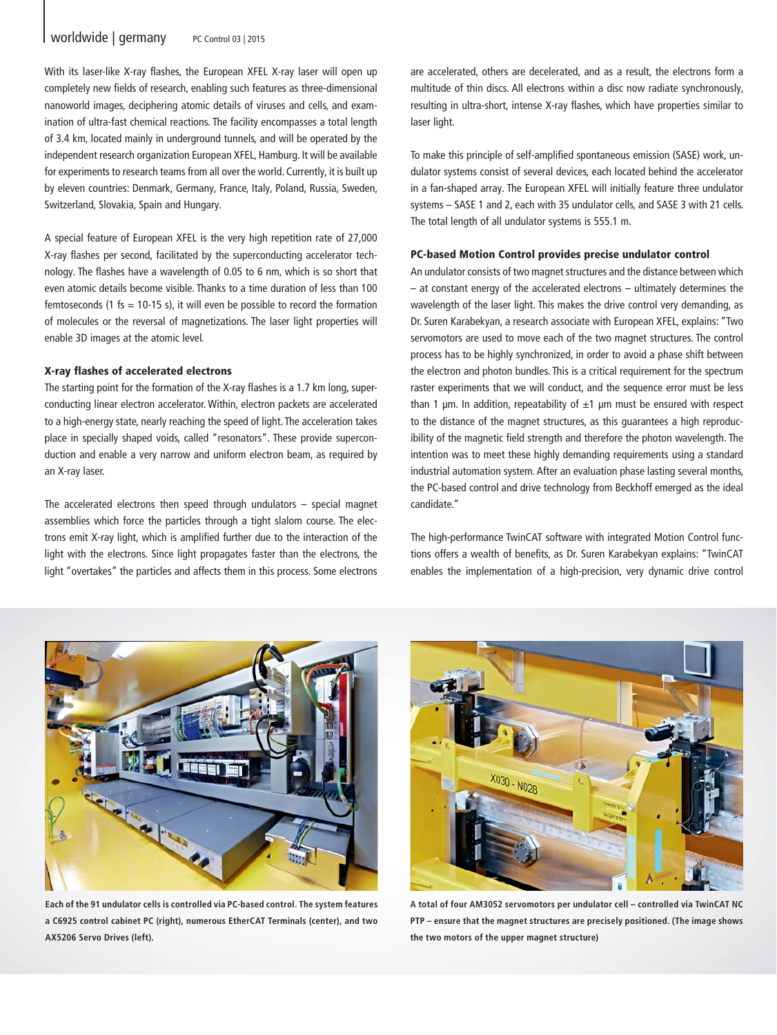With its laser-like X-ray flashes, the European XFEL X-ray laser will open up completely new fields of research, enabling such features as three-dimensional nanoworld images, deciphering atomic details of viruses and cells, and examination of ultra-fast chemical reactions. The facility encompasses a total length of 3.4 km, located mainly in underground tunnels, and will be operated by the independent research organization European XFEL, Hamburg. It will be available for experiments to research teams from all over the world. Currently, it is built up by eleven countries: Denmark, Germany, France, Italy, Poland, Russia, Sweden, Switzerland, Slovakia, Spain and Hungary.

A special feature of European XFEL is the very high repetition rate of 27,000 X-ray flashes per second, facilitated by the superconducting accelerator technology. The flashes have a wavelength of 0.05 to 6 nm, which is so short that even atomic details become visible. Thanks to a time duration of less than 100 femtoseconds (1 fs = 10-15 s), it will even be possible to record the formation of molecules or the reversal of magnetizations. The laser light properties will enable 3D images at the atomic level.

### X-ray flashes of accelerated electrons

The starting point for the formation of the X-ray flashes is a 1.7 km long, superconducting linear electron accelerator. Within, electron packets are accelerated to a high-energy state, nearly reaching the speed of light. The acceleration takes place in specially shaped voids, called "resonators". These provide superconduction and enable a very narrow and uniform electron beam, as required by an X-ray laser.

The accelerated electrons then speed through undulators – special magnet assemblies which force the particles through a tight slalom course. The electrons emit X-ray light, which is amplified further due to the interaction of the light with the electrons. Since light propagates faster than the electrons, the light "overtakes" the particles and affects them in this process. Some electrons are accelerated, others are decelerated, and as a result, the electrons form a multitude of thin discs. All electrons within a disc now radiate synchronously, resulting in ultra-short, intense X-ray flashes, which have properties similar to laser light.

To make this principle of self-amplified spontaneous emission (SASE) work, undulator systems consist of several devices, each located behind the accelerator in a fan-shaped array. The European XFEL will initially feature three undulator systems – SASE 1 and 2, each with 35 undulator cells, and SASE 3 with 21 cells. The total length of all undulator systems is 555.1 m.

### PC-based Motion Control provides precise undulator control

An undulator consists of two magnet structures and the distance between which – at constant energy of the accelerated electrons – ultimately determines the wavelength of the laser light. This makes the drive control very demanding, as Dr. Suren Karabekyan, a research associate with European XFEL, explains: "Two servomotors are used to move each of the two magnet structures. The control process has to be highly synchronized, in order to avoid a phase shift between the electron and photon bundles. This is a critical requirement for the spectrum raster experiments that we will conduct, and the sequence error must be less than 1 µm. In addition, repeatability of ±1 µm must be ensured with respect to the distance of the magnet structures, as this guarantees a high reproducibility of the magnetic field strength and therefore the photon wavelength. The intention was to meet these highly demanding requirements using a standard industrial automation system. After an evaluation phase lasting several months, the PC-based control and drive technology from Beckhoff emerged as the ideal candidate."

The high-performance TwinCAT software with integrated Motion Control functions offers a wealth of benefits, as Dr. Suren Karabekyan explains: "TwinCAT enables the implementation of a high-precision, very dynamic drive control

**Each of the 91 undulator cells is controlled via PC-based control. The system features a C6925 control cabinet PC (right), numerous EtherCAT Terminals (center), and two AX5206 Servo Drives (left).**

**A total of four AM3052 servomotors per undulator cell – controlled via TwinCAT NC PTP – ensure that the magnet structures are precisely positioned. (The image shows the two motors of the upper magnet structure)**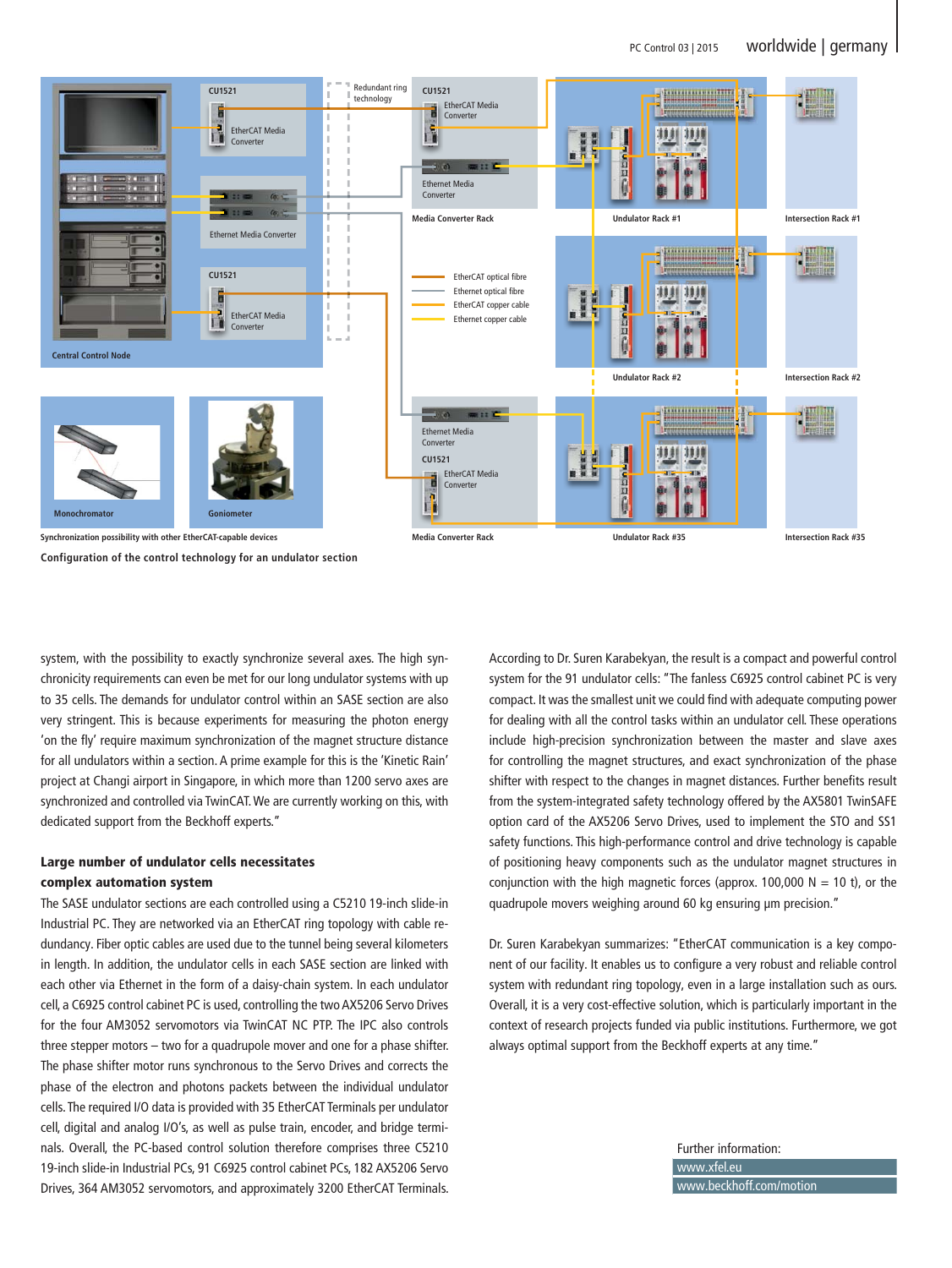CU1521

EtherCAT Media Converter

Ethernet Media Converter

CU1521

EtherCAT Media Converter

Central Control Node

Redundant ring technology

CU1521

EtherCAT Media Converter

Ethernet Media Converter

Media Converter Rack

EtherCAT optical fibre

Ethernet optical fibre

EtherCAT copper cable

Ethernet copper cable

Undulator Rack #1

Intersection Rack #1

Undulator Rack #2

Intersection Rack #2

Ethernet Media Converter

CU1521

EtherCAT Media Converter

Media Converter Rack

Undulator Rack #35

Intersection Rack #35

Monochromator

Goniometer

Synchronization possibility with other EtherCAT-capable devices

**Configuration of the control technology for an undulator section**

system, with the possibility to exactly synchronize several axes. The high synchronicity requirements can even be met for our long undulator systems with up to 35 cells. The demands for undulator control within an SASE section are also very stringent. This is because experiments for measuring the photon energy 'on the fly' require maximum synchronization of the magnet structure distance for all undulators within a section. A prime example for this is the 'Kinetic Rain' project at Changi airport in Singapore, in which more than 1200 servo axes are synchronized and controlled via TwinCAT. We are currently working on this, with dedicated support from the Beckhoff experts."

## Large number of undulator cells necessitates complex automation system

The SASE undulator sections are each controlled using a C5210 19-inch slide-in Industrial PC. They are networked via an EtherCAT ring topology with cable redundancy. Fiber optic cables are used due to the tunnel being several kilometers in length. In addition, the undulator cells in each SASE section are linked with each other via Ethernet in the form of a daisy-chain system. In each undulator cell, a C6925 control cabinet PC is used, controlling the two AX5206 Servo Drives for the four AM3052 servomotors via TwinCAT NC PTP. The IPC also controls three stepper motors – two for a quadrupole mover and one for a phase shifter. The phase shifter motor runs synchronous to the Servo Drives and corrects the phase of the electron and photons packets between the individual undulator cells. The required I/O data is provided with 35 EtherCAT Terminals per undulator cell, digital and analog I/O's, as well as pulse train, encoder, and bridge terminals. Overall, the PC-based control solution therefore comprises three C5210 19-inch slide-in Industrial PCs, 91 C6925 control cabinet PCs, 182 AX5206 Servo Drives, 364 AM3052 servomotors, and approximately 3200 EtherCAT Terminals.

According to Dr. Suren Karabekyan, the result is a compact and powerful control system for the 91 undulator cells: "The fanless C6925 control cabinet PC is very compact. It was the smallest unit we could find with adequate computing power for dealing with all the control tasks within an undulator cell. These operations include high-precision synchronization between the master and slave axes for controlling the magnet structures, and exact synchronization of the phase shifter with respect to the changes in magnet distances. Further benefits result from the system-integrated safety technology offered by the AX5801 TwinSAFE option card of the AX5206 Servo Drives, used to implement the STO and SS1 safety functions. This high-performance control and drive technology is capable of positioning heavy components such as the undulator magnet structures in conjunction with the high magnetic forces (approx. 100,000 N = 10 t), or the quadrupole movers weighing around 60 kg ensuring µm precision."

Dr. Suren Karabekyan summarizes: "EtherCAT communication is a key component of our facility. It enables us to configure a very robust and reliable control system with redundant ring topology, even in a large installation such as ours. Overall, it is a very cost-effective solution, which is particularly important in the context of research projects funded via public institutions. Furthermore, we got always optimal support from the Beckhoff experts at any time."

Further information:
www.xfel.eu
www.beckhoff.com/motion